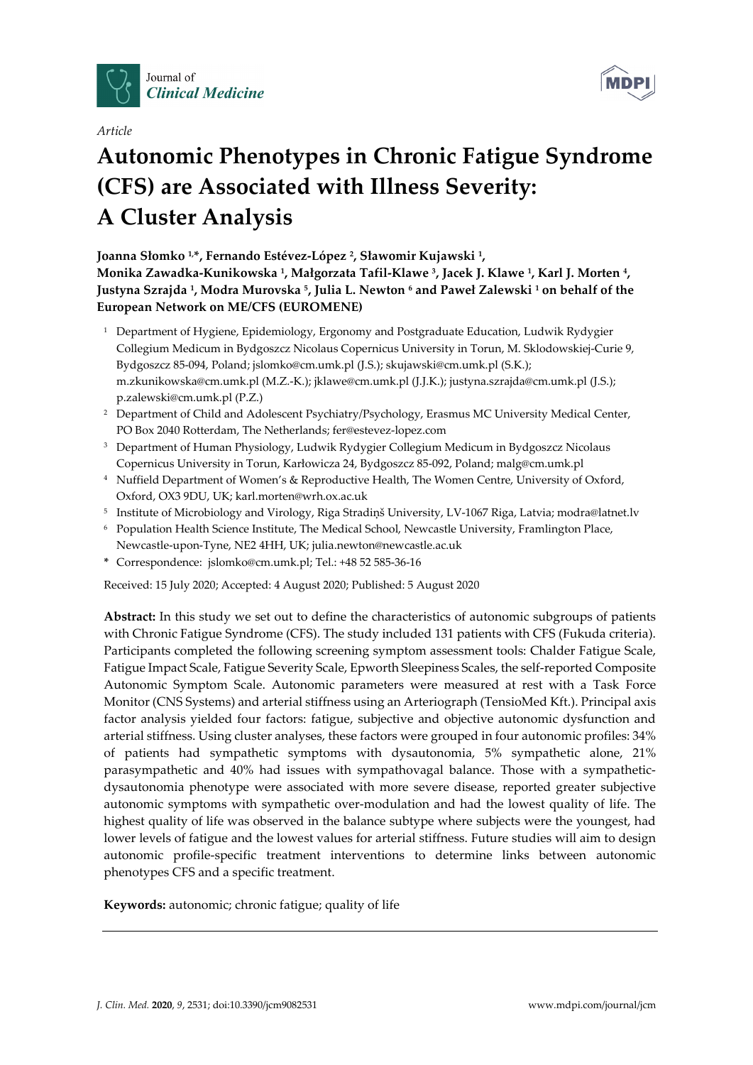Journal of *Clinical Medicine*

MDPI

*Article*

# Autonomic Phenotypes in Chronic Fatigue Syndrome (CFS) are Associated with Illness Severity: A Cluster Analysis

**Joanna Słomko [1,*], Fernando Estévez-López [2], Sławomir Kujawski [1], Monika Zawadka-Kunikowska [1], Małgorzata Tafil-Klawe [3], Jacek J. Klawe [1], Karl J. Morten [4], Justyna Szrajda [1], Modra Murovska [5], Julia L. Newton [6] and Paweł Zalewski [1] on behalf of the European Network on ME/CFS (EUROMENE)**

1. Department of Hygiene, Epidemiology, Ergonomy and Postgraduate Education, Ludwik Rydygier Collegium Medicum in Bydgoszcz Nicolaus Copernicus University in Torun, M. Sklodowskiej-Curie 9, Bydgoszcz 85-094, Poland; jslomko@cm.umk.pl (J.S.); skujawski@cm.umk.pl (S.K.); m.zkunikowska@cm.umk.pl (M.Z.-K.); jklawe@cm.umk.pl (J.J.K.); justyna.szrajda@cm.umk.pl (J.S.); p.zalewski@cm.umk.pl (P.Z.)
2. Department of Child and Adolescent Psychiatry/Psychology, Erasmus MC University Medical Center, PO Box 2040 Rotterdam, The Netherlands; fer@estevez-lopez.com
3. Department of Human Physiology, Ludwik Rydygier Collegium Medicum in Bydgoszcz Nicolaus Copernicus University in Torun, Karłowicza 24, Bydgoszcz 85-092, Poland; malg@cm.umk.pl
4. Nuffield Department of Women's & Reproductive Health, The Women Centre, University of Oxford, Oxford, OX3 9DU, UK; karl.morten@wrh.ox.ac.uk
5. Institute of Microbiology and Virology, Riga Stradiņš University, LV-1067 Riga, Latvia; modra@latnet.lv
6. Population Health Science Institute, The Medical School, Newcastle University, Framlington Place, Newcastle-upon-Tyne, NE2 4HH, UK; julia.newton@newcastle.ac.uk

\* Correspondence: jslomko@cm.umk.pl; Tel.: +48 52 585-36-16

Received: 15 July 2020; Accepted: 4 August 2020; Published: 5 August 2020

**Abstract:** In this study we set out to define the characteristics of autonomic subgroups of patients with Chronic Fatigue Syndrome (CFS). The study included 131 patients with CFS (Fukuda criteria). Participants completed the following screening symptom assessment tools: Chalder Fatigue Scale, Fatigue Impact Scale, Fatigue Severity Scale, Epworth Sleepiness Scales, the self-reported Composite Autonomic Symptom Scale. Autonomic parameters were measured at rest with a Task Force Monitor (CNS Systems) and arterial stiffness using an Arteriograph (TensioMed Kft.). Principal axis factor analysis yielded four factors: fatigue, subjective and objective autonomic dysfunction and arterial stiffness. Using cluster analyses, these factors were grouped in four autonomic profiles: 34% of patients had sympathetic symptoms with dysautonomia, 5% sympathetic alone, 21% parasympathetic and 40% had issues with sympathovagal balance. Those with a sympathetic-dysautonomia phenotype were associated with more severe disease, reported greater subjective autonomic symptoms with sympathetic over-modulation and had the lowest quality of life. The highest quality of life was observed in the balance subtype where subjects were the youngest, had lower levels of fatigue and the lowest values for arterial stiffness. Future studies will aim to design autonomic profile-specific treatment interventions to determine links between autonomic phenotypes CFS and a specific treatment.

**Keywords:** autonomic; chronic fatigue; quality of life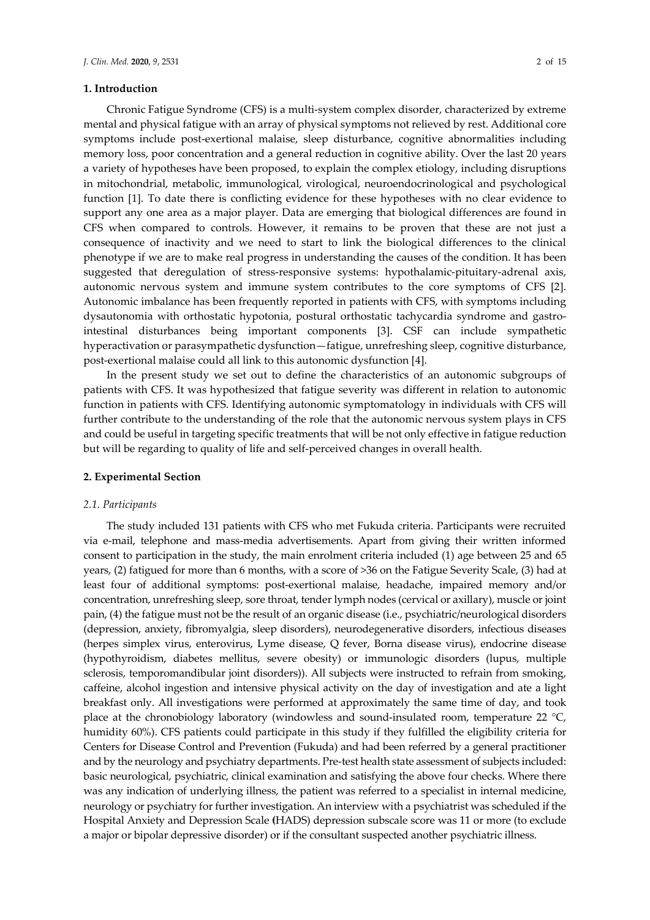## 1. Introduction

Chronic Fatigue Syndrome (CFS) is a multi-system complex disorder, characterized by extreme mental and physical fatigue with an array of physical symptoms not relieved by rest. Additional core symptoms include post-exertional malaise, sleep disturbance, cognitive abnormalities including memory loss, poor concentration and a general reduction in cognitive ability. Over the last 20 years a variety of hypotheses have been proposed, to explain the complex etiology, including disruptions in mitochondrial, metabolic, immunological, virological, neuroendocrinological and psychological function [1]. To date there is conflicting evidence for these hypotheses with no clear evidence to support any one area as a major player. Data are emerging that biological differences are found in CFS when compared to controls. However, it remains to be proven that these are not just a consequence of inactivity and we need to start to link the biological differences to the clinical phenotype if we are to make real progress in understanding the causes of the condition. It has been suggested that deregulation of stress-responsive systems: hypothalamic-pituitary-adrenal axis, autonomic nervous system and immune system contributes to the core symptoms of CFS [2]. Autonomic imbalance has been frequently reported in patients with CFS, with symptoms including dysautonomia with orthostatic hypotonia, postural orthostatic tachycardia syndrome and gastro-intestinal disturbances being important components [3]. CSF can include sympathetic hyperactivation or parasympathetic dysfunction—fatigue, unrefreshing sleep, cognitive disturbance, post-exertional malaise could all link to this autonomic dysfunction [4].

In the present study we set out to define the characteristics of an autonomic subgroups of patients with CFS. It was hypothesized that fatigue severity was different in relation to autonomic function in patients with CFS. Identifying autonomic symptomatology in individuals with CFS will further contribute to the understanding of the role that the autonomic nervous system plays in CFS and could be useful in targeting specific treatments that will be not only effective in fatigue reduction but will be regarding to quality of life and self-perceived changes in overall health.

## 2. Experimental Section

### 2.1. Participants

The study included 131 patients with CFS who met Fukuda criteria. Participants were recruited via e-mail, telephone and mass-media advertisements. Apart from giving their written informed consent to participation in the study, the main enrolment criteria included (1) age between 25 and 65 years, (2) fatigued for more than 6 months, with a score of >36 on the Fatigue Severity Scale, (3) had at least four of additional symptoms: post-exertional malaise, headache, impaired memory and/or concentration, unrefreshing sleep, sore throat, tender lymph nodes (cervical or axillary), muscle or joint pain, (4) the fatigue must not be the result of an organic disease (i.e., psychiatric/neurological disorders (depression, anxiety, fibromyalgia, sleep disorders), neurodegenerative disorders, infectious diseases (herpes simplex virus, enterovirus, Lyme disease, Q fever, Borna disease virus), endocrine disease (hypothyroidism, diabetes mellitus, severe obesity) or immunologic disorders (lupus, multiple sclerosis, temporomandibular joint disorders)). All subjects were instructed to refrain from smoking, caffeine, alcohol ingestion and intensive physical activity on the day of investigation and ate a light breakfast only. All investigations were performed at approximately the same time of day, and took place at the chronobiology laboratory (windowless and sound-insulated room, temperature 22 °C, humidity 60%). CFS patients could participate in this study if they fulfilled the eligibility criteria for Centers for Disease Control and Prevention (Fukuda) and had been referred by a general practitioner and by the neurology and psychiatry departments. Pre-test health state assessment of subjects included: basic neurological, psychiatric, clinical examination and satisfying the above four checks. Where there was any indication of underlying illness, the patient was referred to a specialist in internal medicine, neurology or psychiatry for further investigation. An interview with a psychiatrist was scheduled if the Hospital Anxiety and Depression Scale **(**HADS) depression subscale score was 11 or more (to exclude a major or bipolar depressive disorder) or if the consultant suspected another psychiatric illness.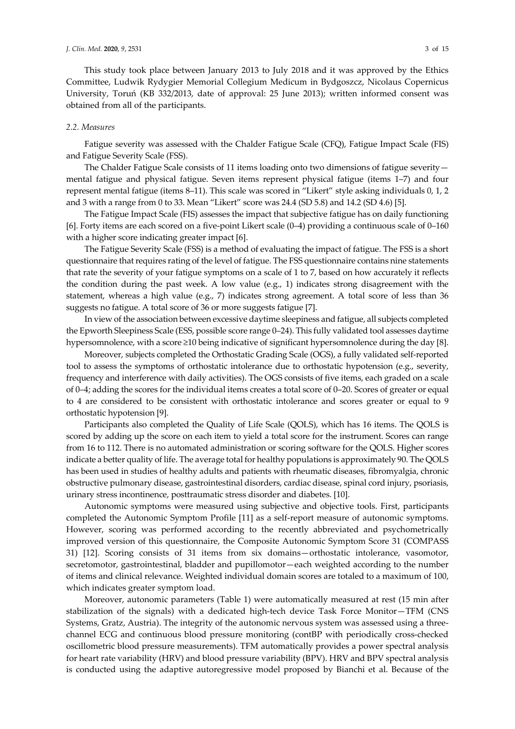This study took place between January 2013 to July 2018 and it was approved by the Ethics Committee, Ludwik Rydygier Memorial Collegium Medicum in Bydgoszcz, Nicolaus Copernicus University, Toruń (KB 332/2013, date of approval: 25 June 2013); written informed consent was obtained from all of the participants.

### *2.2. Measures*

Fatigue severity was assessed with the Chalder Fatigue Scale (CFQ), Fatigue Impact Scale (FIS) and Fatigue Severity Scale (FSS).

The Chalder Fatigue Scale consists of 11 items loading onto two dimensions of fatigue severity—mental fatigue and physical fatigue. Seven items represent physical fatigue (items 1–7) and four represent mental fatigue (items 8–11). This scale was scored in "Likert" style asking individuals 0, 1, 2 and 3 with a range from 0 to 33. Mean "Likert" score was 24.4 (SD 5.8) and 14.2 (SD 4.6) [5].

The Fatigue Impact Scale (FIS) assesses the impact that subjective fatigue has on daily functioning [6]. Forty items are each scored on a five-point Likert scale (0–4) providing a continuous scale of 0–160 with a higher score indicating greater impact [6].

The Fatigue Severity Scale (FSS) is a method of evaluating the impact of fatigue. The FSS is a short questionnaire that requires rating of the level of fatigue. The FSS questionnaire contains nine statements that rate the severity of your fatigue symptoms on a scale of 1 to 7, based on how accurately it reflects the condition during the past week. A low value (e.g., 1) indicates strong disagreement with the statement, whereas a high value (e.g., 7) indicates strong agreement. A total score of less than 36 suggests no fatigue. A total score of 36 or more suggests fatigue [7].

In view of the association between excessive daytime sleepiness and fatigue, all subjects completed the Epworth Sleepiness Scale (ESS, possible score range 0–24). This fully validated tool assesses daytime hypersomnolence, with a score ≥10 being indicative of significant hypersomnolence during the day [8].

Moreover, subjects completed the Orthostatic Grading Scale (OGS), a fully validated self-reported tool to assess the symptoms of orthostatic intolerance due to orthostatic hypotension (e.g., severity, frequency and interference with daily activities). The OGS consists of five items, each graded on a scale of 0–4; adding the scores for the individual items creates a total score of 0–20. Scores of greater or equal to 4 are considered to be consistent with orthostatic intolerance and scores greater or equal to 9 orthostatic hypotension [9].

Participants also completed the Quality of Life Scale (QOLS), which has 16 items. The QOLS is scored by adding up the score on each item to yield a total score for the instrument. Scores can range from 16 to 112. There is no automated administration or scoring software for the QOLS. Higher scores indicate a better quality of life. The average total for healthy populations is approximately 90. The QOLS has been used in studies of healthy adults and patients with rheumatic diseases, fibromyalgia, chronic obstructive pulmonary disease, gastrointestinal disorders, cardiac disease, spinal cord injury, psoriasis, urinary stress incontinence, posttraumatic stress disorder and diabetes. [10].

Autonomic symptoms were measured using subjective and objective tools. First, participants completed the Autonomic Symptom Profile [11] as a self-report measure of autonomic symptoms. However, scoring was performed according to the recently abbreviated and psychometrically improved version of this questionnaire, the Composite Autonomic Symptom Score 31 (COMPASS 31) [12]. Scoring consists of 31 items from six domains—orthostatic intolerance, vasomotor, secretomotor, gastrointestinal, bladder and pupillomotor—each weighted according to the number of items and clinical relevance. Weighted individual domain scores are totaled to a maximum of 100, which indicates greater symptom load.

Moreover, autonomic parameters (Table 1) were automatically measured at rest (15 min after stabilization of the signals) with a dedicated high-tech device Task Force Monitor—TFM (CNS Systems, Gratz, Austria). The integrity of the autonomic nervous system was assessed using a three-channel ECG and continuous blood pressure monitoring (contBP with periodically cross-checked oscillometric blood pressure measurements). TFM automatically provides a power spectral analysis for heart rate variability (HRV) and blood pressure variability (BPV). HRV and BPV spectral analysis is conducted using the adaptive autoregressive model proposed by Bianchi et al. Because of the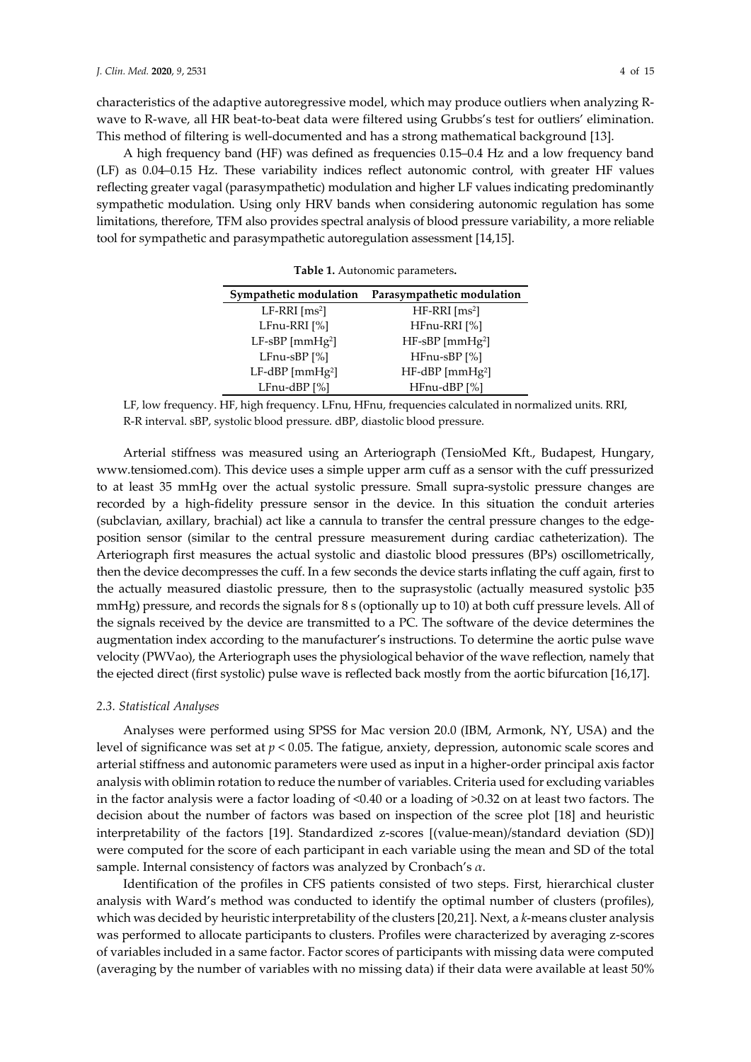characteristics of the adaptive autoregressive model, which may produce outliers when analyzing R-wave to R-wave, all HR beat-to-beat data were filtered using Grubbs's test for outliers' elimination. This method of filtering is well-documented and has a strong mathematical background [13].

A high frequency band (HF) was defined as frequencies 0.15–0.4 Hz and a low frequency band (LF) as 0.04–0.15 Hz. These variability indices reflect autonomic control, with greater HF values reflecting greater vagal (parasympathetic) modulation and higher LF values indicating predominantly sympathetic modulation. Using only HRV bands when considering autonomic regulation has some limitations, therefore, TFM also provides spectral analysis of blood pressure variability, a more reliable tool for sympathetic and parasympathetic autoregulation assessment [14,15].

**Table 1.** Autonomic parameters**.**

| Sympathetic modulation | Parasympathetic modulation |
|---|---|
| LF-RRI [$ms^2$] | HF-RRI [$ms^2$] |
| LFnu-RRI [%] | HFnu-RRI [%] |
| LF-sBP [$mmHg^2$] | HF-sBP [$mmHg^2$] |
| LFnu-sBP [%] | HFnu-sBP [%] |
| LF-dBP [$mmHg^2$] | HF-dBP [$mmHg^2$] |
| LFnu-dBP [%] | HFnu-dBP [%] |

LF, low frequency. HF, high frequency. LFnu, HFnu, frequencies calculated in normalized units. RRI, R-R interval. sBP, systolic blood pressure. dBP, diastolic blood pressure.

Arterial stiffness was measured using an Arteriograph (TensioMed Kft., Budapest, Hungary, www.tensiomed.com). This device uses a simple upper arm cuff as a sensor with the cuff pressurized to at least 35 mmHg over the actual systolic pressure. Small supra-systolic pressure changes are recorded by a high-fidelity pressure sensor in the device. In this situation the conduit arteries (subclavian, axillary, brachial) act like a cannula to transfer the central pressure changes to the edge-position sensor (similar to the central pressure measurement during cardiac catheterization). The Arteriograph first measures the actual systolic and diastolic blood pressures (BPs) oscillometrically, then the device decompresses the cuff. In a few seconds the device starts inflating the cuff again, first to the actually measured diastolic pressure, then to the suprasystolic (actually measured systolic þ35 mmHg) pressure, and records the signals for 8 s (optionally up to 10) at both cuff pressure levels. All of the signals received by the device are transmitted to a PC. The software of the device determines the augmentation index according to the manufacturer's instructions. To determine the aortic pulse wave velocity (PWVao), the Arteriograph uses the physiological behavior of the wave reflection, namely that the ejected direct (first systolic) pulse wave is reflected back mostly from the aortic bifurcation [16,17].

### *2.3. Statistical Analyses*

Analyses were performed using SPSS for Mac version 20.0 (IBM, Armonk, NY, USA) and the level of significance was set at $p < 0.05$. The fatigue, anxiety, depression, autonomic scale scores and arterial stiffness and autonomic parameters were used as input in a higher-order principal axis factor analysis with oblimin rotation to reduce the number of variables. Criteria used for excluding variables in the factor analysis were a factor loading of <0.40 or a loading of >0.32 on at least two factors. The decision about the number of factors was based on inspection of the scree plot [18] and heuristic interpretability of the factors [19]. Standardized z-scores [(value-mean)/standard deviation (SD)] were computed for the score of each participant in each variable using the mean and SD of the total sample. Internal consistency of factors was analyzed by Cronbach's $\alpha$.

Identification of the profiles in CFS patients consisted of two steps. First, hierarchical cluster analysis with Ward's method was conducted to identify the optimal number of clusters (profiles), which was decided by heuristic interpretability of the clusters [20,21]. Next, a *k*-means cluster analysis was performed to allocate participants to clusters. Profiles were characterized by averaging z-scores of variables included in a same factor. Factor scores of participants with missing data were computed (averaging by the number of variables with no missing data) if their data were available at least 50%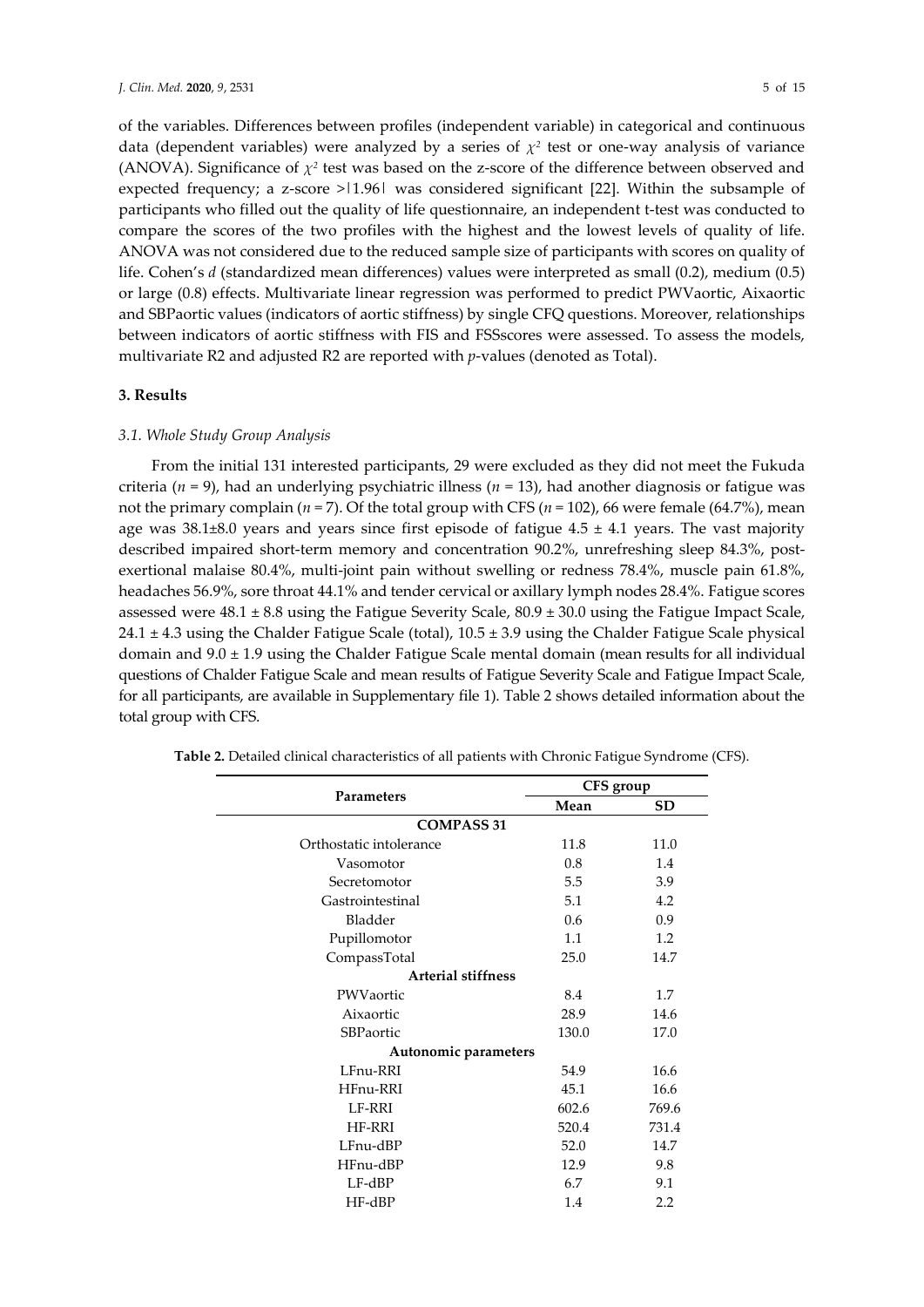of the variables. Differences between profiles (independent variable) in categorical and continuous data (dependent variables) were analyzed by a series of $\chi^2$ test or one-way analysis of variance (ANOVA). Significance of $\chi^2$ test was based on the z-score of the difference between observed and expected frequency; a z-score $>|1.96|$ was considered significant [22]. Within the subsample of participants who filled out the quality of life questionnaire, an independent t-test was conducted to compare the scores of the two profiles with the highest and the lowest levels of quality of life. ANOVA was not considered due to the reduced sample size of participants with scores on quality of life. Cohen's *d* (standardized mean differences) values were interpreted as small (0.2), medium (0.5) or large (0.8) effects. Multivariate linear regression was performed to predict PWVaortic, Aixaortic and SBPaortic values (indicators of aortic stiffness) by single CFQ questions. Moreover, relationships between indicators of aortic stiffness with FIS and FSSscores were assessed. To assess the models, multivariate R2 and adjusted R2 are reported with *p*-values (denoted as Total).

## 3. Results

### 3.1. Whole Study Group Analysis

From the initial 131 interested participants, 29 were excluded as they did not meet the Fukuda criteria ($n = 9$), had an underlying psychiatric illness ($n = 13$), had another diagnosis or fatigue was not the primary complain ($n = 7$). Of the total group with CFS ($n = 102$), 66 were female (64.7%), mean age was 38.1±8.0 years and years since first episode of fatigue 4.5 ± 4.1 years. The vast majority described impaired short-term memory and concentration 90.2%, unrefreshing sleep 84.3%, post-exertional malaise 80.4%, multi-joint pain without swelling or redness 78.4%, muscle pain 61.8%, headaches 56.9%, sore throat 44.1% and tender cervical or axillary lymph nodes 28.4%. Fatigue scores assessed were 48.1 ± 8.8 using the Fatigue Severity Scale, 80.9 ± 30.0 using the Fatigue Impact Scale, 24.1 ± 4.3 using the Chalder Fatigue Scale (total), 10.5 ± 3.9 using the Chalder Fatigue Scale physical domain and 9.0 ± 1.9 using the Chalder Fatigue Scale mental domain (mean results for all individual questions of Chalder Fatigue Scale and mean results of Fatigue Severity Scale and Fatigue Impact Scale, for all participants, are available in Supplementary file 1). Table 2 shows detailed information about the total group with CFS.

**Table 2.** Detailed clinical characteristics of all patients with Chronic Fatigue Syndrome (CFS).

| Parameters | CFS group | |
|---|---|---|
| | **Mean** | **SD** |
| **COMPASS 31** | | |
| Orthostatic intolerance | 11.8 | 11.0 |
| Vasomotor | 0.8 | 1.4 |
| Secretomotor | 5.5 | 3.9 |
| Gastrointestinal | 5.1 | 4.2 |
| Bladder | 0.6 | 0.9 |
| Pupillomotor | 1.1 | 1.2 |
| CompassTotal | 25.0 | 14.7 |
| **Arterial stiffness** | | |
| PWVaortic | 8.4 | 1.7 |
| Aixaortic | 28.9 | 14.6 |
| SBPaortic | 130.0 | 17.0 |
| **Autonomic parameters** | | |
| LFnu-RRI | 54.9 | 16.6 |
| HFnu-RRI | 45.1 | 16.6 |
| LF-RRI | 602.6 | 769.6 |
| HF-RRI | 520.4 | 731.4 |
| LFnu-dBP | 52.0 | 14.7 |
| HFnu-dBP | 12.9 | 9.8 |
| LF-dBP | 6.7 | 9.1 |
| HF-dBP | 1.4 | 2.2 |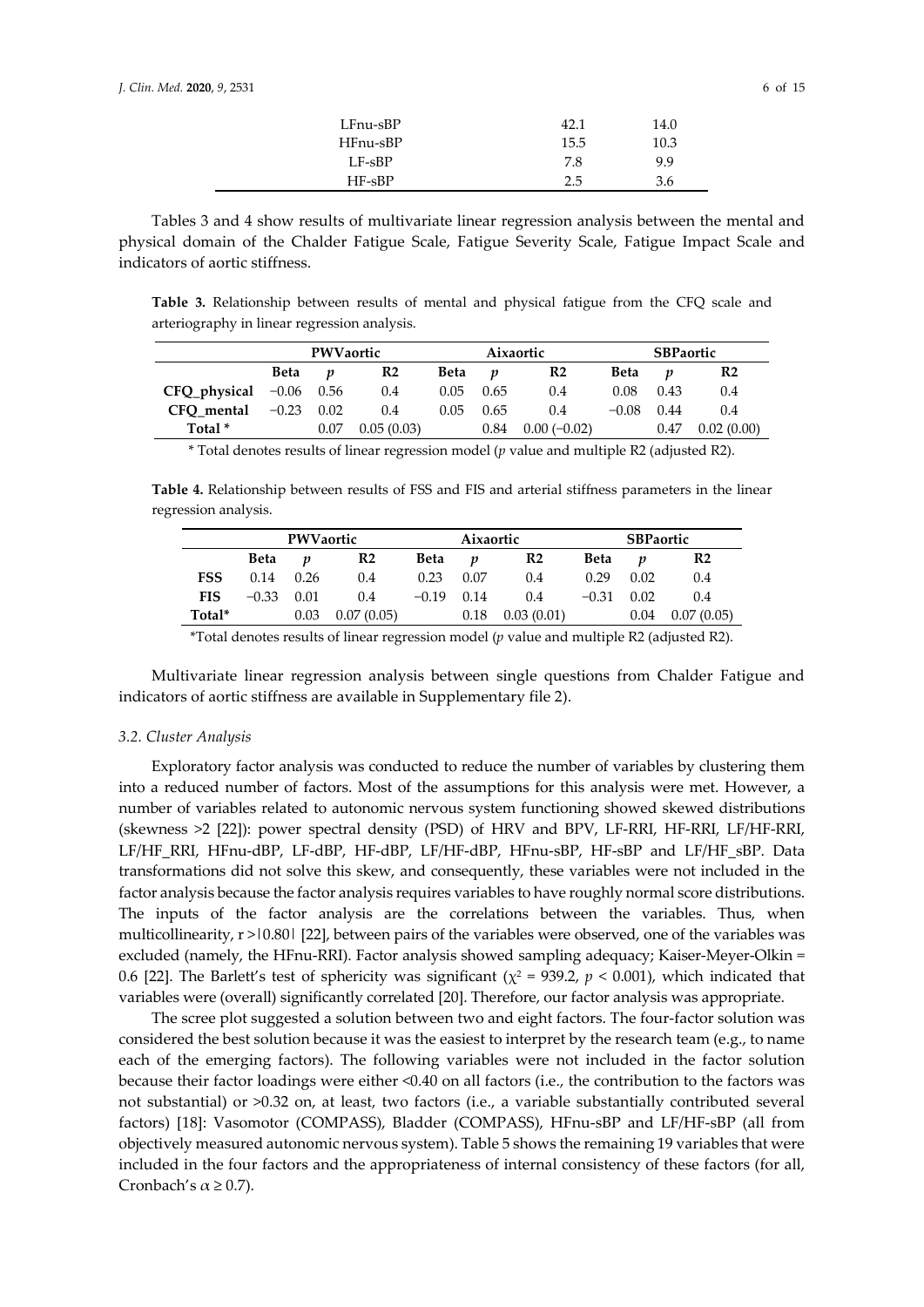| | | |
|---|---|---|
| LFnu-sBP | 42.1 | 14.0 |
| HFnu-sBP | 15.5 | 10.3 |
| LF-sBP | 7.8 | 9.9 |
| HF-sBP | 2.5 | 3.6 |

Tables 3 and 4 show results of multivariate linear regression analysis between the mental and physical domain of the Chalder Fatigue Scale, Fatigue Severity Scale, Fatigue Impact Scale and indicators of aortic stiffness.

**Table 3.** Relationship between results of mental and physical fatigue from the CFQ scale and arteriography in linear regression analysis.

| | PWVaortic | | | Aixaortic | | | SBPaortic | | |
|---|---|---|---|---|---|---|---|---|---|
| | **Beta** | ***p*** | **R2** | **Beta** | ***p*** | **R2** | **Beta** | ***p*** | **R2** |
| **CFQ_physical** | −0.06 | 0.56 | 0.4 | 0.05 | 0.65 | 0.4 | 0.08 | 0.43 | 0.4 |
| **CFQ_mental** | −0.23 | 0.02 | 0.4 | 0.05 | 0.65 | 0.4 | −0.08 | 0.44 | 0.4 |
| **Total \*** | | 0.07 | 0.05 (0.03) | | 0.84 | 0.00 (−0.02) | | 0.47 | 0.02 (0.00) |

\* Total denotes results of linear regression model (*p* value and multiple R2 (adjusted R2).

**Table 4.** Relationship between results of FSS and FIS and arterial stiffness parameters in the linear regression analysis.

| | PWVaortic | | | Aixaortic | | | SBPaortic | | |
|---|---|---|---|---|---|---|---|---|---|
| | **Beta** | ***p*** | **R2** | **Beta** | ***p*** | **R2** | **Beta** | ***p*** | **R2** |
| **FSS** | 0.14 | 0.26 | 0.4 | 0.23 | 0.07 | 0.4 | 0.29 | 0.02 | 0.4 |
| **FIS** | −0.33 | 0.01 | 0.4 | −0.19 | 0.14 | 0.4 | −0.31 | 0.02 | 0.4 |
| **Total\*** | | 0.03 | 0.07 (0.05) | | 0.18 | 0.03 (0.01) | | 0.04 | 0.07 (0.05) |

\*Total denotes results of linear regression model (*p* value and multiple R2 (adjusted R2).

Multivariate linear regression analysis between single questions from Chalder Fatigue and indicators of aortic stiffness are available in Supplementary file 2).

### *3.2. Cluster Analysis*

Exploratory factor analysis was conducted to reduce the number of variables by clustering them into a reduced number of factors. Most of the assumptions for this analysis were met. However, a number of variables related to autonomic nervous system functioning showed skewed distributions (skewness >2 [22]): power spectral density (PSD) of HRV and BPV, LF-RRI, HF-RRI, LF/HF-RRI, LF/HF_RRI, HFnu-dBP, LF-dBP, HF-dBP, LF/HF-dBP, HFnu-sBP, HF-sBP and LF/HF_sBP. Data transformations did not solve this skew, and consequently, these variables were not included in the factor analysis because the factor analysis requires variables to have roughly normal score distributions. The inputs of the factor analysis are the correlations between the variables. Thus, when multicollinearity, $r > |0.80|$ [22], between pairs of the variables were observed, one of the variables was excluded (namely, the HFnu-RRI). Factor analysis showed sampling adequacy; Kaiser-Meyer-Olkin = 0.6 [22]. The Barlett's test of sphericity was significant ($\chi^2 = 939.2$, $p < 0.001$), which indicated that variables were (overall) significantly correlated [20]. Therefore, our factor analysis was appropriate.

The scree plot suggested a solution between two and eight factors. The four-factor solution was considered the best solution because it was the easiest to interpret by the research team (e.g., to name each of the emerging factors). The following variables were not included in the factor solution because their factor loadings were either <0.40 on all factors (i.e., the contribution to the factors was not substantial) or >0.32 on, at least, two factors (i.e., a variable substantially contributed several factors) [18]: Vasomotor (COMPASS), Bladder (COMPASS), HFnu-sBP and LF/HF-sBP (all from objectively measured autonomic nervous system). Table 5 shows the remaining 19 variables that were included in the four factors and the appropriateness of internal consistency of these factors (for all, Cronbach's $\alpha \geq 0.7$).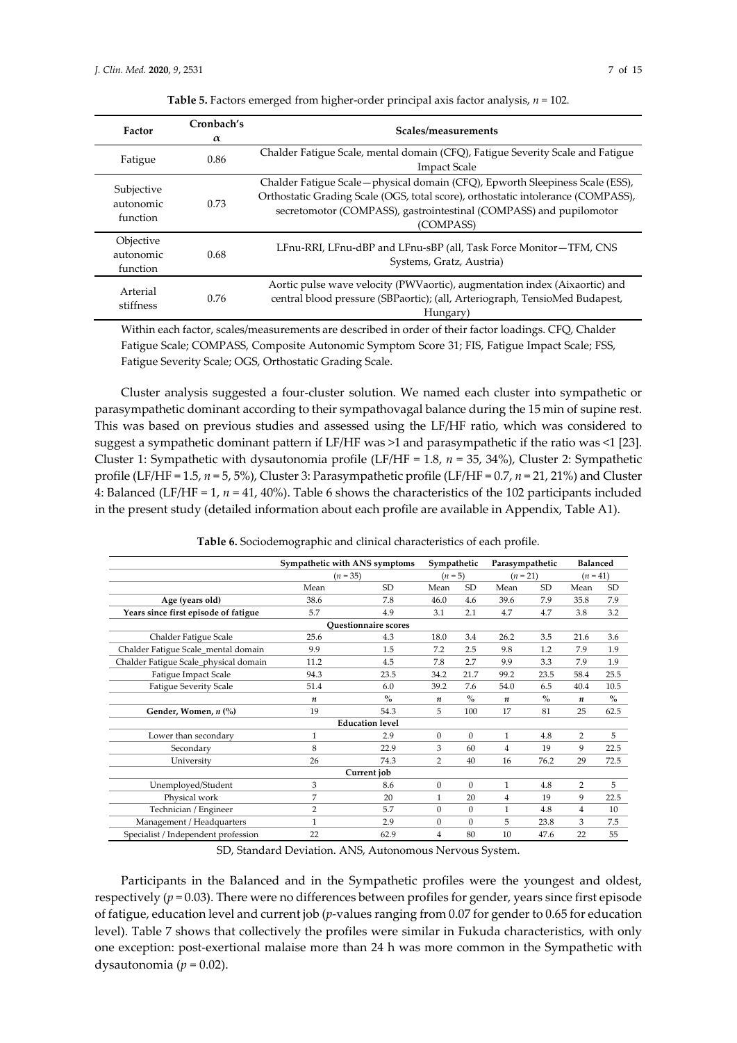**Table 5.** Factors emerged from higher-order principal axis factor analysis, $n = 102$.

| Factor | Cronbach's α | Scales/measurements |
| --- | --- | --- |
| Fatigue | 0.86 | Chalder Fatigue Scale, mental domain (CFQ), Fatigue Severity Scale and Fatigue Impact Scale |
| Subjective autonomic function | 0.73 | Chalder Fatigue Scale—physical domain (CFQ), Epworth Sleepiness Scale (ESS), Orthostatic Grading Scale (OGS, total score), orthostatic intolerance (COMPASS), secretomotor (COMPASS), gastrointestinal (COMPASS) and pupilomotor (COMPASS) |
| Objective autonomic function | 0.68 | LFnu-RRI, LFnu-dBP and LFnu-sBP (all, Task Force Monitor—TFM, CNS Systems, Gratz, Austria) |
| Arterial stiffness | 0.76 | Aortic pulse wave velocity (PWVaortic), augmentation index (Aixaortic) and central blood pressure (SBPaortic); (all, Arteriograph, TensioMed Budapest, Hungary) |

Within each factor, scales/measurements are described in order of their factor loadings. CFQ, Chalder Fatigue Scale; COMPASS, Composite Autonomic Symptom Score 31; FIS, Fatigue Impact Scale; FSS, Fatigue Severity Scale; OGS, Orthostatic Grading Scale.

Cluster analysis suggested a four-cluster solution. We named each cluster into sympathetic or parasympathetic dominant according to their sympathovagal balance during the 15 min of supine rest. This was based on previous studies and assessed using the LF/HF ratio, which was considered to suggest a sympathetic dominant pattern if LF/HF was >1 and parasympathetic if the ratio was <1 [23]. Cluster 1: Sympathetic with dysautonomia profile (LF/HF = 1.8, $n = 35$, 34%), Cluster 2: Sympathetic profile (LF/HF = 1.5, $n = 5$, 5%), Cluster 3: Parasympathetic profile (LF/HF = 0.7, $n = 21$, 21%) and Cluster 4: Balanced (LF/HF = 1, $n = 41$, 40%). Table 6 shows the characteristics of the 102 participants included in the present study (detailed information about each profile are available in Appendix, Table A1).

**Table 6.** Sociodemographic and clinical characteristics of each profile.

| | Sympathetic with ANS symptoms | | Sympathetic | | Parasympathetic | | Balanced | |
| --- | --- | --- | --- | --- | --- | --- | --- | --- |
| | ($n = 35$) | | ($n = 5$) | | ($n = 21$) | | ($n = 41$) | |
| | Mean | SD | Mean | SD | Mean | SD | Mean | SD |
| **Age (years old)** | 38.6 | 7.8 | 46.0 | 4.6 | 39.6 | 7.9 | 35.8 | 7.9 |
| **Years since first episode of fatigue** | 5.7 | 4.9 | 3.1 | 2.1 | 4.7 | 4.7 | 3.8 | 3.2 |
| **Questionnaire scores** | | | | | | | | |
| Chalder Fatigue Scale | 25.6 | 4.3 | 18.0 | 3.4 | 26.2 | 3.5 | 21.6 | 3.6 |
| Chalder Fatigue Scale_mental domain | 9.9 | 1.5 | 7.2 | 2.5 | 9.8 | 1.2 | 7.9 | 1.9 |
| Chalder Fatigue Scale_physical domain | 11.2 | 4.5 | 7.8 | 2.7 | 9.9 | 3.3 | 7.9 | 1.9 |
| Fatigue Impact Scale | 94.3 | 23.5 | 34.2 | 21.7 | 99.2 | 23.5 | 58.4 | 25.5 |
| Fatigue Severity Scale | 51.4 | 6.0 | 39.2 | 7.6 | 54.0 | 6.5 | 40.4 | 10.5 |
| | *n* | % | *n* | % | *n* | % | *n* | % |
| **Gender, Women, *n* (%)** | 19 | 54.3 | 5 | 100 | 17 | 81 | 25 | 62.5 |
| **Education level** | | | | | | | | |
| Lower than secondary | 1 | 2.9 | 0 | 0 | 1 | 4.8 | 2 | 5 |
| Secondary | 8 | 22.9 | 3 | 60 | 4 | 19 | 9 | 22.5 |
| University | 26 | 74.3 | 2 | 40 | 16 | 76.2 | 29 | 72.5 |
| **Current job** | | | | | | | | |
| Unemployed/Student | 3 | 8.6 | 0 | 0 | 1 | 4.8 | 2 | 5 |
| Physical work | 7 | 20 | 1 | 20 | 4 | 19 | 9 | 22.5 |
| Technician / Engineer | 2 | 5.7 | 0 | 0 | 1 | 4.8 | 4 | 10 |
| Management / Headquarters | 1 | 2.9 | 0 | 0 | 5 | 23.8 | 3 | 7.5 |
| Specialist / Independent profession | 22 | 62.9 | 4 | 80 | 10 | 47.6 | 22 | 55 |

SD, Standard Deviation. ANS, Autonomous Nervous System.

Participants in the Balanced and in the Sympathetic profiles were the youngest and oldest, respectively ($p = 0.03$). There were no differences between profiles for gender, years since first episode of fatigue, education level and current job ($p$-values ranging from 0.07 for gender to 0.65 for education level). Table 7 shows that collectively the profiles were similar in Fukuda characteristics, with only one exception: post-exertional malaise more than 24 h was more common in the Sympathetic with dysautonomia ($p = 0.02$).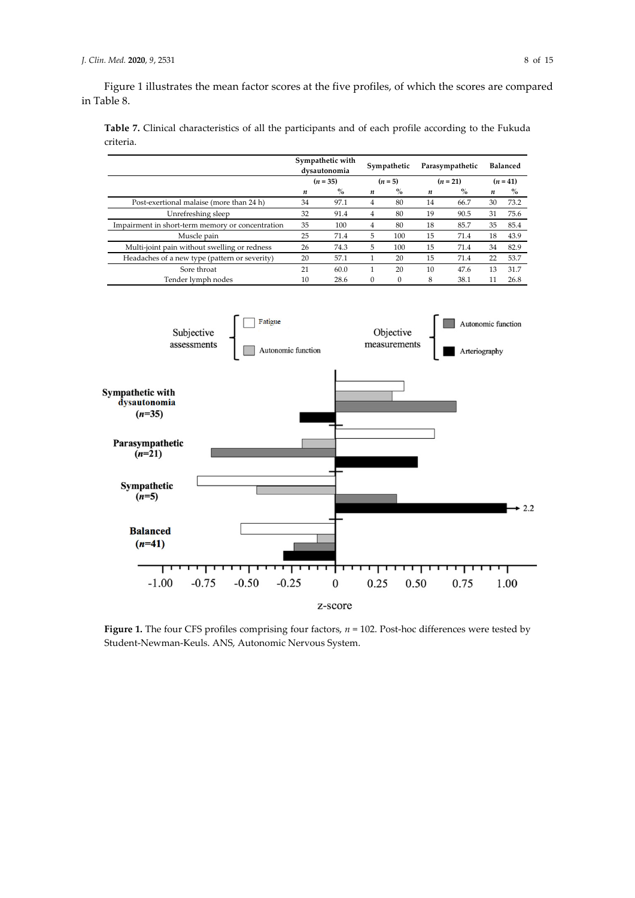Figure 1 illustrates the mean factor scores at the five profiles, of which the scores are compared in Table 8.

**Table 7.** Clinical characteristics of all the participants and of each profile according to the Fukuda criteria.

| | Sympathetic with dysautonomia | | Sympathetic | | Parasympathetic | | Balanced | |
|---|---|---|---|---|---|---|---|---|
| | ($n$ = 35) | | ($n$ = 5) | | ($n$ = 21) | | ($n$ = 41) | |
| | $n$ | % | $n$ | % | $n$ | % | $n$ | % |
| Post-exertional malaise (more than 24 h) | 34 | 97.1 | 4 | 80 | 14 | 66.7 | 30 | 73.2 |
| Unrefreshing sleep | 32 | 91.4 | 4 | 80 | 19 | 90.5 | 31 | 75.6 |
| Impairment in short-term memory or concentration | 35 | 100 | 4 | 80 | 18 | 85.7 | 35 | 85.4 |
| Muscle pain | 25 | 71.4 | 5 | 100 | 15 | 71.4 | 18 | 43.9 |
| Multi-joint pain without swelling or redness | 26 | 74.3 | 5 | 100 | 15 | 71.4 | 34 | 82.9 |
| Headaches of a new type (pattern or severity) | 20 | 57.1 | 1 | 20 | 15 | 71.4 | 22 | 53.7 |
| Sore throat | 21 | 60.0 | 1 | 20 | 10 | 47.6 | 13 | 31.7 |
| Tender lymph nodes | 10 | 28.6 | 0 | 0 | 8 | 38.1 | 11 | 26.8 |

**Figure 1.** The four CFS profiles comprising four factors, $n$ = 102. Post-hoc differences were tested by Student-Newman-Keuls. ANS, Autonomic Nervous System.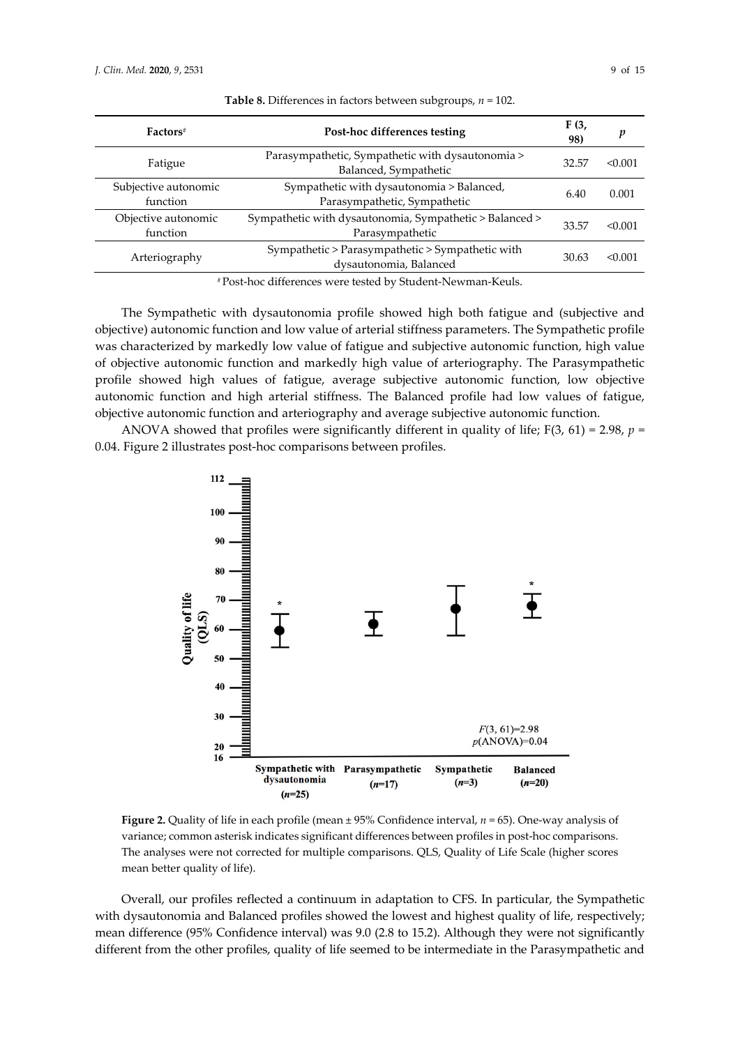**Table 8.** Differences in factors between subgroups, $n = 102$.

| Factors[#] | Post-hoc differences testing | F (3, 98) | $p$ |
|---|---|---|---|
| Fatigue | Parasympathetic, Sympathetic with dysautonomia > Balanced, Sympathetic | 32.57 | <0.001 |
| Subjective autonomic function | Sympathetic with dysautonomia > Balanced, Parasympathetic, Sympathetic | 6.40 | 0.001 |
| Objective autonomic function | Sympathetic with dysautonomia, Sympathetic > Balanced > Parasympathetic | 33.57 | <0.001 |
| Arteriography | Sympathetic > Parasympathetic > Sympathetic with dysautonomia, Balanced | 30.63 | <0.001 |

[#] Post-hoc differences were tested by Student-Newman-Keuls.

The Sympathetic with dysautonomia profile showed high both fatigue and (subjective and objective) autonomic function and low value of arterial stiffness parameters. The Sympathetic profile was characterized by markedly low value of fatigue and subjective autonomic function, high value of objective autonomic function and markedly high value of arteriography. The Parasympathetic profile showed high values of fatigue, average subjective autonomic function, low objective autonomic function and high arterial stiffness. The Balanced profile had low values of fatigue, objective autonomic function and arteriography and average subjective autonomic function.

ANOVA showed that profiles were significantly different in quality of life; $F(3, 61) = 2.98$, $p = 0.04$. Figure 2 illustrates post-hoc comparisons between profiles.

**Figure 2.** Quality of life in each profile (mean ± 95% Confidence interval, $n = 65$). One-way analysis of variance; common asterisk indicates significant differences between profiles in post-hoc comparisons. The analyses were not corrected for multiple comparisons. QLS, Quality of Life Scale (higher scores mean better quality of life).

Overall, our profiles reflected a continuum in adaptation to CFS. In particular, the Sympathetic with dysautonomia and Balanced profiles showed the lowest and highest quality of life, respectively; mean difference (95% Confidence interval) was 9.0 (2.8 to 15.2). Although they were not significantly different from the other profiles, quality of life seemed to be intermediate in the Parasympathetic and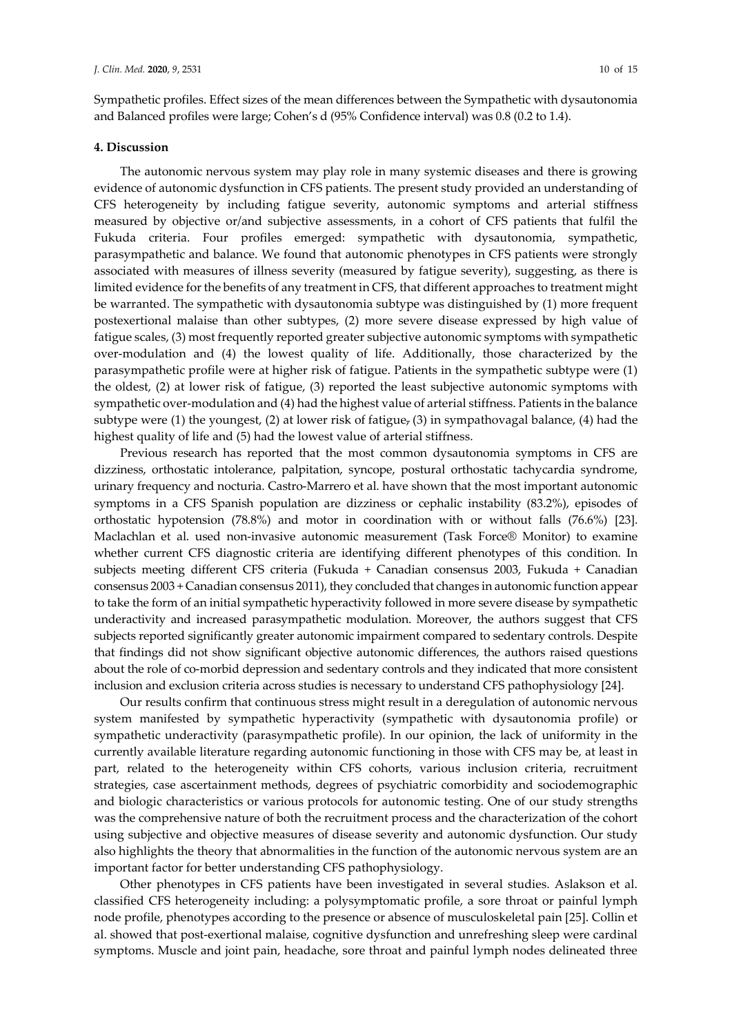Sympathetic profiles. Effect sizes of the mean differences between the Sympathetic with dysautonomia and Balanced profiles were large; Cohen's d (95% Confidence interval) was 0.8 (0.2 to 1.4).

## 4. Discussion

The autonomic nervous system may play role in many systemic diseases and there is growing evidence of autonomic dysfunction in CFS patients. The present study provided an understanding of CFS heterogeneity by including fatigue severity, autonomic symptoms and arterial stiffness measured by objective or/and subjective assessments, in a cohort of CFS patients that fulfil the Fukuda criteria. Four profiles emerged: sympathetic with dysautonomia, sympathetic, parasympathetic and balance. We found that autonomic phenotypes in CFS patients were strongly associated with measures of illness severity (measured by fatigue severity), suggesting, as there is limited evidence for the benefits of any treatment in CFS, that different approaches to treatment might be warranted. The sympathetic with dysautonomia subtype was distinguished by (1) more frequent postexertional malaise than other subtypes, (2) more severe disease expressed by high value of fatigue scales, (3) most frequently reported greater subjective autonomic symptoms with sympathetic over-modulation and (4) the lowest quality of life. Additionally, those characterized by the parasympathetic profile were at higher risk of fatigue. Patients in the sympathetic subtype were (1) the oldest, (2) at lower risk of fatigue, (3) reported the least subjective autonomic symptoms with sympathetic over-modulation and (4) had the highest value of arterial stiffness. Patients in the balance subtype were (1) the youngest, (2) at lower risk of fatigue, (3) in sympathovagal balance, (4) had the highest quality of life and (5) had the lowest value of arterial stiffness.

Previous research has reported that the most common dysautonomia symptoms in CFS are dizziness, orthostatic intolerance, palpitation, syncope, postural orthostatic tachycardia syndrome, urinary frequency and nocturia. Castro-Marrero et al. have shown that the most important autonomic symptoms in a CFS Spanish population are dizziness or cephalic instability (83.2%), episodes of orthostatic hypotension (78.8%) and motor in coordination with or without falls (76.6%) [23]. Maclachlan et al. used non-invasive autonomic measurement (Task Force® Monitor) to examine whether current CFS diagnostic criteria are identifying different phenotypes of this condition. In subjects meeting different CFS criteria (Fukuda + Canadian consensus 2003, Fukuda + Canadian consensus 2003 + Canadian consensus 2011), they concluded that changes in autonomic function appear to take the form of an initial sympathetic hyperactivity followed in more severe disease by sympathetic underactivity and increased parasympathetic modulation. Moreover, the authors suggest that CFS subjects reported significantly greater autonomic impairment compared to sedentary controls. Despite that findings did not show significant objective autonomic differences, the authors raised questions about the role of co-morbid depression and sedentary controls and they indicated that more consistent inclusion and exclusion criteria across studies is necessary to understand CFS pathophysiology [24].

Our results confirm that continuous stress might result in a deregulation of autonomic nervous system manifested by sympathetic hyperactivity (sympathetic with dysautonomia profile) or sympathetic underactivity (parasympathetic profile). In our opinion, the lack of uniformity in the currently available literature regarding autonomic functioning in those with CFS may be, at least in part, related to the heterogeneity within CFS cohorts, various inclusion criteria, recruitment strategies, case ascertainment methods, degrees of psychiatric comorbidity and sociodemographic and biologic characteristics or various protocols for autonomic testing. One of our study strengths was the comprehensive nature of both the recruitment process and the characterization of the cohort using subjective and objective measures of disease severity and autonomic dysfunction. Our study also highlights the theory that abnormalities in the function of the autonomic nervous system are an important factor for better understanding CFS pathophysiology.

Other phenotypes in CFS patients have been investigated in several studies. Aslakson et al. classified CFS heterogeneity including: a polysymptomatic profile, a sore throat or painful lymph node profile, phenotypes according to the presence or absence of musculoskeletal pain [25]. Collin et al. showed that post-exertional malaise, cognitive dysfunction and unrefreshing sleep were cardinal symptoms. Muscle and joint pain, headache, sore throat and painful lymph nodes delineated three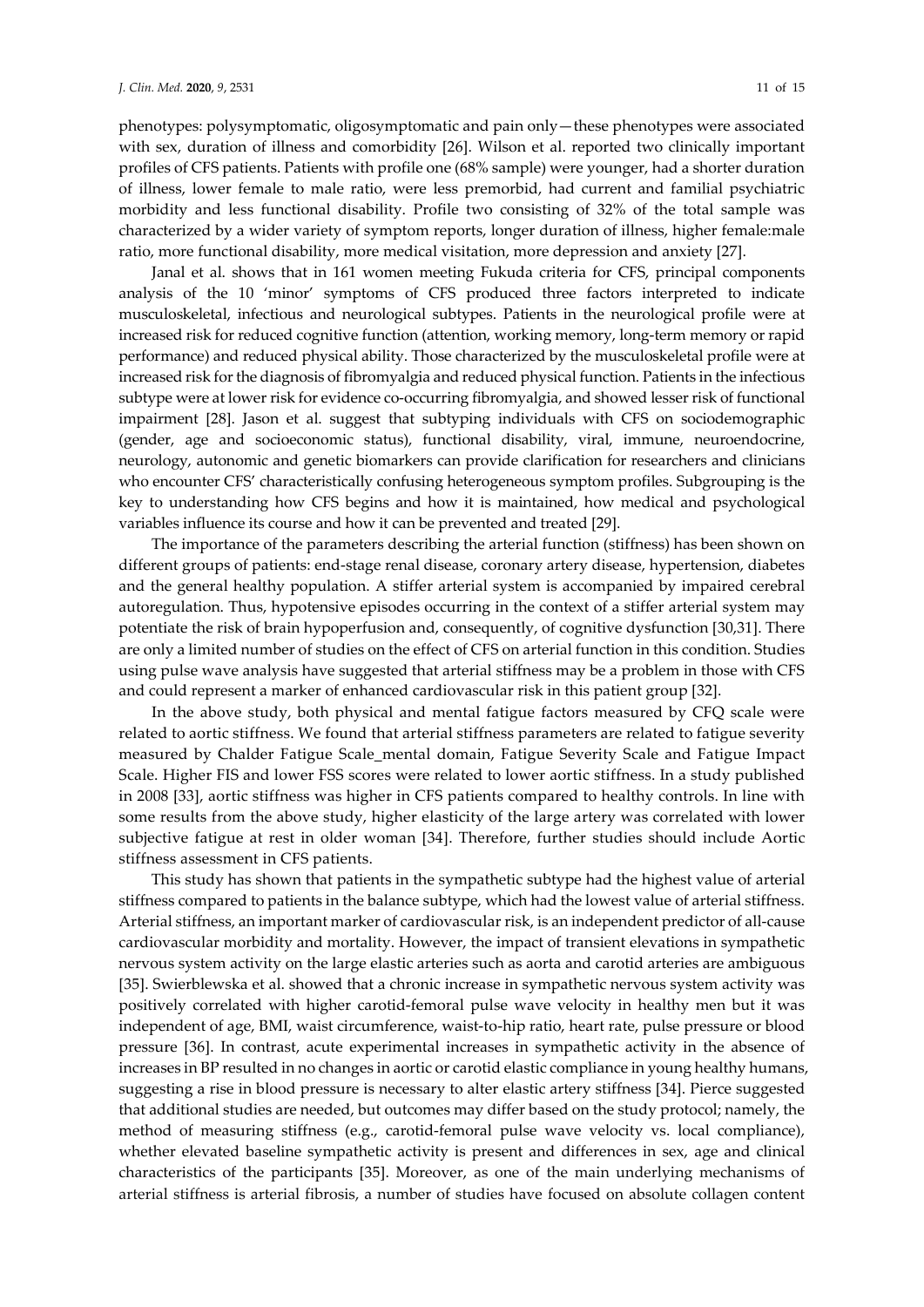phenotypes: polysymptomatic, oligosymptomatic and pain only—these phenotypes were associated with sex, duration of illness and comorbidity [26]. Wilson et al. reported two clinically important profiles of CFS patients. Patients with profile one (68% sample) were younger, had a shorter duration of illness, lower female to male ratio, were less premorbid, had current and familial psychiatric morbidity and less functional disability. Profile two consisting of 32% of the total sample was characterized by a wider variety of symptom reports, longer duration of illness, higher female:male ratio, more functional disability, more medical visitation, more depression and anxiety [27].

Janal et al. shows that in 161 women meeting Fukuda criteria for CFS, principal components analysis of the 10 'minor' symptoms of CFS produced three factors interpreted to indicate musculoskeletal, infectious and neurological subtypes. Patients in the neurological profile were at increased risk for reduced cognitive function (attention, working memory, long-term memory or rapid performance) and reduced physical ability. Those characterized by the musculoskeletal profile were at increased risk for the diagnosis of fibromyalgia and reduced physical function. Patients in the infectious subtype were at lower risk for evidence co-occurring fibromyalgia, and showed lesser risk of functional impairment [28]. Jason et al. suggest that subtyping individuals with CFS on sociodemographic (gender, age and socioeconomic status), functional disability, viral, immune, neuroendocrine, neurology, autonomic and genetic biomarkers can provide clarification for researchers and clinicians who encounter CFS' characteristically confusing heterogeneous symptom profiles. Subgrouping is the key to understanding how CFS begins and how it is maintained, how medical and psychological variables influence its course and how it can be prevented and treated [29].

The importance of the parameters describing the arterial function (stiffness) has been shown on different groups of patients: end-stage renal disease, coronary artery disease, hypertension, diabetes and the general healthy population. A stiffer arterial system is accompanied by impaired cerebral autoregulation. Thus, hypotensive episodes occurring in the context of a stiffer arterial system may potentiate the risk of brain hypoperfusion and, consequently, of cognitive dysfunction [30,31]. There are only a limited number of studies on the effect of CFS on arterial function in this condition. Studies using pulse wave analysis have suggested that arterial stiffness may be a problem in those with CFS and could represent a marker of enhanced cardiovascular risk in this patient group [32].

In the above study, both physical and mental fatigue factors measured by CFQ scale were related to aortic stiffness. We found that arterial stiffness parameters are related to fatigue severity measured by Chalder Fatigue Scale_mental domain, Fatigue Severity Scale and Fatigue Impact Scale. Higher FIS and lower FSS scores were related to lower aortic stiffness. In a study published in 2008 [33], aortic stiffness was higher in CFS patients compared to healthy controls. In line with some results from the above study, higher elasticity of the large artery was correlated with lower subjective fatigue at rest in older woman [34]. Therefore, further studies should include Aortic stiffness assessment in CFS patients.

This study has shown that patients in the sympathetic subtype had the highest value of arterial stiffness compared to patients in the balance subtype, which had the lowest value of arterial stiffness. Arterial stiffness, an important marker of cardiovascular risk, is an independent predictor of all-cause cardiovascular morbidity and mortality. However, the impact of transient elevations in sympathetic nervous system activity on the large elastic arteries such as aorta and carotid arteries are ambiguous [35]. Swierblewska et al. showed that a chronic increase in sympathetic nervous system activity was positively correlated with higher carotid-femoral pulse wave velocity in healthy men but it was independent of age, BMI, waist circumference, waist-to-hip ratio, heart rate, pulse pressure or blood pressure [36]. In contrast, acute experimental increases in sympathetic activity in the absence of increases in BP resulted in no changes in aortic or carotid elastic compliance in young healthy humans, suggesting a rise in blood pressure is necessary to alter elastic artery stiffness [34]. Pierce suggested that additional studies are needed, but outcomes may differ based on the study protocol; namely, the method of measuring stiffness (e.g., carotid-femoral pulse wave velocity vs. local compliance), whether elevated baseline sympathetic activity is present and differences in sex, age and clinical characteristics of the participants [35]. Moreover, as one of the main underlying mechanisms of arterial stiffness is arterial fibrosis, a number of studies have focused on absolute collagen content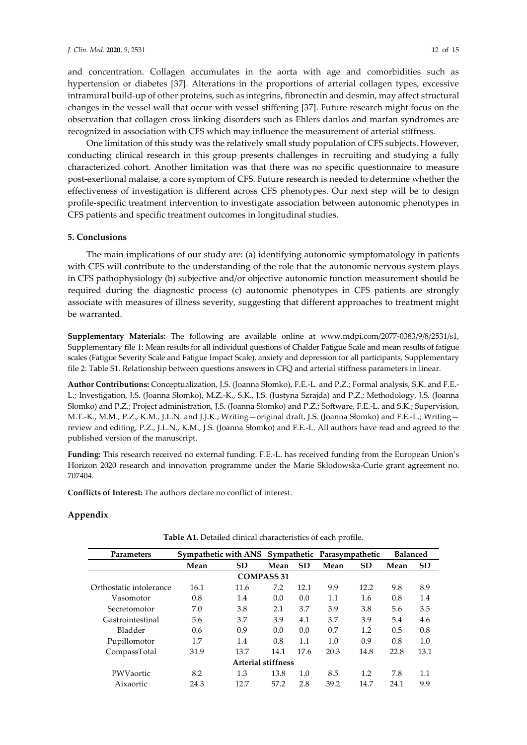and concentration. Collagen accumulates in the aorta with age and comorbidities such as hypertension or diabetes [37]. Alterations in the proportions of arterial collagen types, excessive intramural build-up of other proteins, such as integrins, fibronectin and desmin, may affect structural changes in the vessel wall that occur with vessel stiffening [37]. Future research might focus on the observation that collagen cross linking disorders such as Ehlers danlos and marfan syndromes are recognized in association with CFS which may influence the measurement of arterial stiffness.

One limitation of this study was the relatively small study population of CFS subjects. However, conducting clinical research in this group presents challenges in recruiting and studying a fully characterized cohort. Another limitation was that there was no specific questionnaire to measure post-exertional malaise, a core symptom of CFS. Future research is needed to determine whether the effectiveness of investigation is different across CFS phenotypes. Our next step will be to design profile-specific treatment intervention to investigate association between autonomic phenotypes in CFS patients and specific treatment outcomes in longitudinal studies.

## 5. Conclusions

The main implications of our study are: (a) identifying autonomic symptomatology in patients with CFS will contribute to the understanding of the role that the autonomic nervous system plays in CFS pathophysiology (b) subjective and/or objective autonomic function measurement should be required during the diagnostic process (c) autonomic phenotypes in CFS patients are strongly associate with measures of illness severity, suggesting that different approaches to treatment might be warranted.

**Supplementary Materials:** The following are available online at www.mdpi.com/2077-0383/9/8/2531/s1, Supplementary file 1: Mean results for all individual questions of Chalder Fatigue Scale and mean results of fatigue scales (Fatigue Severity Scale and Fatigue Impact Scale), anxiety and depression for all participants, Supplementary file 2: Table S1. Relationship between questions answers in CFQ and arterial stiffness parameters in linear.

**Author Contributions:** Conceptualization, J.S. (Joanna Słomko), F.E.-L. and P.Z.; Formal analysis, S.K. and F.E.-L.; Investigation, J.S. (Joanna Słomko), M.Z.-K., S.K., J.S. (Justyna Szrajda) and P.Z.; Methodology, J.S. (Joanna Słomko) and P.Z.; Project administration, J.S. (Joanna Słomko) and P.Z.; Software, F.E.-L. and S.K.; Supervision, M.T.-K., M.M., P.Z., K.M., J.L.N. and J.J.K.; Writing—original draft, J.S. (Joanna Słomko) and F.E.-L.; Writing—review and editing, P.Z., J.L.N., K.M., J.S. (Joanna Słomko) and F.E.-L. All authors have read and agreed to the published version of the manuscript.

**Funding:** This research received no external funding. F.E.-L. has received funding from the European Union's Horizon 2020 research and innovation programme under the Marie Skłodowska-Curie grant agreement no. 707404.

**Conflicts of Interest:** The authors declare no conflict of interest.

## Appendix

**Table A1.** Detailed clinical characteristics of each profile.

| Parameters | Sympathetic with ANS | | Sympathetic | | Parasympathetic | | Balanced | |
|---|---|---|---|---|---|---|---|---|
| | Mean | SD | Mean | SD | Mean | SD | Mean | SD |
| **COMPASS 31** | | | | | | | | |
| Orthostatic intolerance | 16.1 | 11.6 | 7.2 | 12.1 | 9.9 | 12.2 | 9.8 | 8.9 |
| Vasomotor | 0.8 | 1.4 | 0.0 | 0.0 | 1.1 | 1.6 | 0.8 | 1.4 |
| Secretomotor | 7.0 | 3.8 | 2.1 | 3.7 | 3.9 | 3.8 | 5.6 | 3.5 |
| Gastrointestinal | 5.6 | 3.7 | 3.9 | 4.1 | 3.7 | 3.9 | 5.4 | 4.6 |
| Bladder | 0.6 | 0.9 | 0.0 | 0.0 | 0.7 | 1.2 | 0.5 | 0.8 |
| Pupillomotor | 1.7 | 1.4 | 0.8 | 1.1 | 1.0 | 0.9 | 0.8 | 1.0 |
| CompassTotal | 31.9 | 13.7 | 14.1 | 17.6 | 20.3 | 14.8 | 22.8 | 13.1 |
| **Arterial stiffness** | | | | | | | | |
| PWVaortic | 8.2 | 1.3 | 13.8 | 1.0 | 8.5 | 1.2 | 7.8 | 1.1 |
| Aixaortic | 24.3 | 12.7 | 57.2 | 2.8 | 39.2 | 14.7 | 24.1 | 9.9 |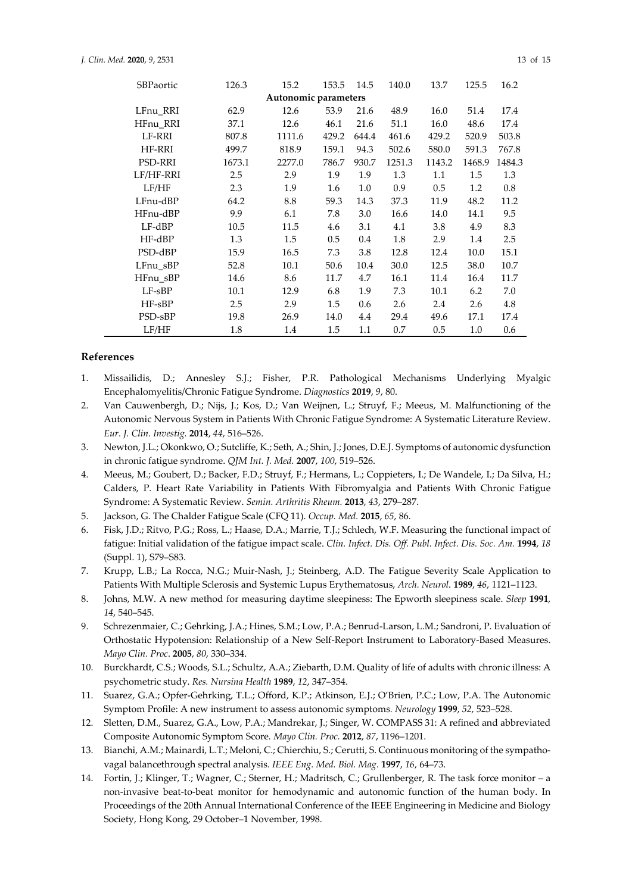| | | | | | | | | |
|---|---|---|---|---|---|---|---|---|
| SBPaortic | 126.3 | 15.2 | 153.5 | 14.5 | 140.0 | 13.7 | 125.5 | 16.2 |
| **Autonomic parameters** | | | | | | | | |
| LFnu_RRI | 62.9 | 12.6 | 53.9 | 21.6 | 48.9 | 16.0 | 51.4 | 17.4 |
| HFnu_RRI | 37.1 | 12.6 | 46.1 | 21.6 | 51.1 | 16.0 | 48.6 | 17.4 |
| LF-RRI | 807.8 | 1111.6 | 429.2 | 644.4 | 461.6 | 429.2 | 520.9 | 503.8 |
| HF-RRI | 499.7 | 818.9 | 159.1 | 94.3 | 502.6 | 580.0 | 591.3 | 767.8 |
| PSD-RRI | 1673.1 | 2277.0 | 786.7 | 930.7 | 1251.3 | 1143.2 | 1468.9 | 1484.3 |
| LF/HF-RRI | 2.5 | 2.9 | 1.9 | 1.9 | 1.3 | 1.1 | 1.5 | 1.3 |
| LF/HF | 2.3 | 1.9 | 1.6 | 1.0 | 0.9 | 0.5 | 1.2 | 0.8 |
| LFnu-dBP | 64.2 | 8.8 | 59.3 | 14.3 | 37.3 | 11.9 | 48.2 | 11.2 |
| HFnu-dBP | 9.9 | 6.1 | 7.8 | 3.0 | 16.6 | 14.0 | 14.1 | 9.5 |
| LF-dBP | 10.5 | 11.5 | 4.6 | 3.1 | 4.1 | 3.8 | 4.9 | 8.3 |
| HF-dBP | 1.3 | 1.5 | 0.5 | 0.4 | 1.8 | 2.9 | 1.4 | 2.5 |
| PSD-dBP | 15.9 | 16.5 | 7.3 | 3.8 | 12.8 | 12.4 | 10.0 | 15.1 |
| LFnu_sBP | 52.8 | 10.1 | 50.6 | 10.4 | 30.0 | 12.5 | 38.0 | 10.7 |
| HFnu_sBP | 14.6 | 8.6 | 11.7 | 4.7 | 16.1 | 11.4 | 16.4 | 11.7 |
| LF-sBP | 10.1 | 12.9 | 6.8 | 1.9 | 7.3 | 10.1 | 6.2 | 7.0 |
| HF-sBP | 2.5 | 2.9 | 1.5 | 0.6 | 2.6 | 2.4 | 2.6 | 4.8 |
| PSD-sBP | 19.8 | 26.9 | 14.0 | 4.4 | 29.4 | 49.6 | 17.1 | 17.4 |
| LF/HF | 1.8 | 1.4 | 1.5 | 1.1 | 0.7 | 0.5 | 1.0 | 0.6 |

## References

1. Missailidis, D.; Annesley S.J.; Fisher, P.R. Pathological Mechanisms Underlying Myalgic Encephalomyelitis/Chronic Fatigue Syndrome. *Diagnostics* **2019**, *9*, 80.
2. Van Cauwenbergh, D.; Nijs, J.; Kos, D.; Van Weijnen, L.; Struyf, F.; Meeus, M. Malfunctioning of the Autonomic Nervous System in Patients With Chronic Fatigue Syndrome: A Systematic Literature Review. *Eur. J. Clin. Investig.* **2014**, *44*, 516–526.
3. Newton, J.L.; Okonkwo, O.; Sutcliffe, K.; Seth, A.; Shin, J.; Jones, D.E.J. Symptoms of autonomic dysfunction in chronic fatigue syndrome. *QJM Int. J. Med.* **2007**, *100*, 519–526.
4. Meeus, M.; Goubert, D.; Backer, F.D.; Struyf, F.; Hermans, L.; Coppieters, I.; De Wandele, I.; Da Silva, H.; Calders, P. Heart Rate Variability in Patients With Fibromyalgia and Patients With Chronic Fatigue Syndrome: A Systematic Review. *Semin. Arthritis Rheum.* **2013**, *43*, 279–287.
5. Jackson, G. The Chalder Fatigue Scale (CFQ 11). *Occup. Med.* **2015**, *65*, 86.
6. Fisk, J.D.; Ritvo, P.G.; Ross, L.; Haase, D.A.; Marrie, T.J.; Schlech, W.F. Measuring the functional impact of fatigue: Initial validation of the fatigue impact scale. *Clin. Infect. Dis. Off. Publ. Infect. Dis. Soc. Am.* **1994**, *18* (Suppl. 1), S79–S83.
7. Krupp, L.B.; La Rocca, N.G.; Muir-Nash, J.; Steinberg, A.D. The Fatigue Severity Scale Application to Patients With Multiple Sclerosis and Systemic Lupus Erythematosus, *Arch. Neurol*. **1989**, *46*, 1121–1123.
8. Johns, M.W. A new method for measuring daytime sleepiness: The Epworth sleepiness scale. *Sleep* **1991**, *14*, 540–545.
9. Schrezenmaier, C.; Gehrking, J.A.; Hines, S.M.; Low, P.A.; Benrud-Larson, L.M.; Sandroni, P. Evaluation of Orthostatic Hypotension: Relationship of a New Self-Report Instrument to Laboratory-Based Measures. *Mayo Clin. Proc*. **2005**, *80*, 330–334.
10. Burckhardt, C.S.; Woods, S.L.; Schultz, A.A.; Ziebarth, D.M. Quality of life of adults with chronic illness: A psychometric study. *Res. Nursina Health* **1989**, *12*, 347–354.
11. Suarez, G.A.; Opfer-Gehrking, T.L.; Offord, K.P.; Atkinson, E.J.; O'Brien, P.C.; Low, P.A. The Autonomic Symptom Profile: A new instrument to assess autonomic symptoms. *Neurology* **1999**, *52*, 523–528.
12. Sletten, D.M., Suarez, G.A., Low, P.A.; Mandrekar, J.; Singer, W. COMPASS 31: A refined and abbreviated Composite Autonomic Symptom Score. *Mayo Clin. Proc.* **2012**, *87*, 1196–1201.
13. Bianchi, A.M.; Mainardi, L.T.; Meloni, C.; Chierchiu, S.; Cerutti, S. Continuous monitoring of the sympatho-vagal balancethrough spectral analysis. *IEEE Eng. Med. Biol. Mag*. **1997**, *16*, 64–73.
14. Fortin, J.; Klinger, T.; Wagner, C.; Sterner, H.; Madritsch, C.; Grullenberger, R. The task force monitor – a non-invasive beat-to-beat monitor for hemodynamic and autonomic function of the human body. In Proceedings of the 20th Annual International Conference of the IEEE Engineering in Medicine and Biology Society, Hong Kong, 29 October–1 November, 1998.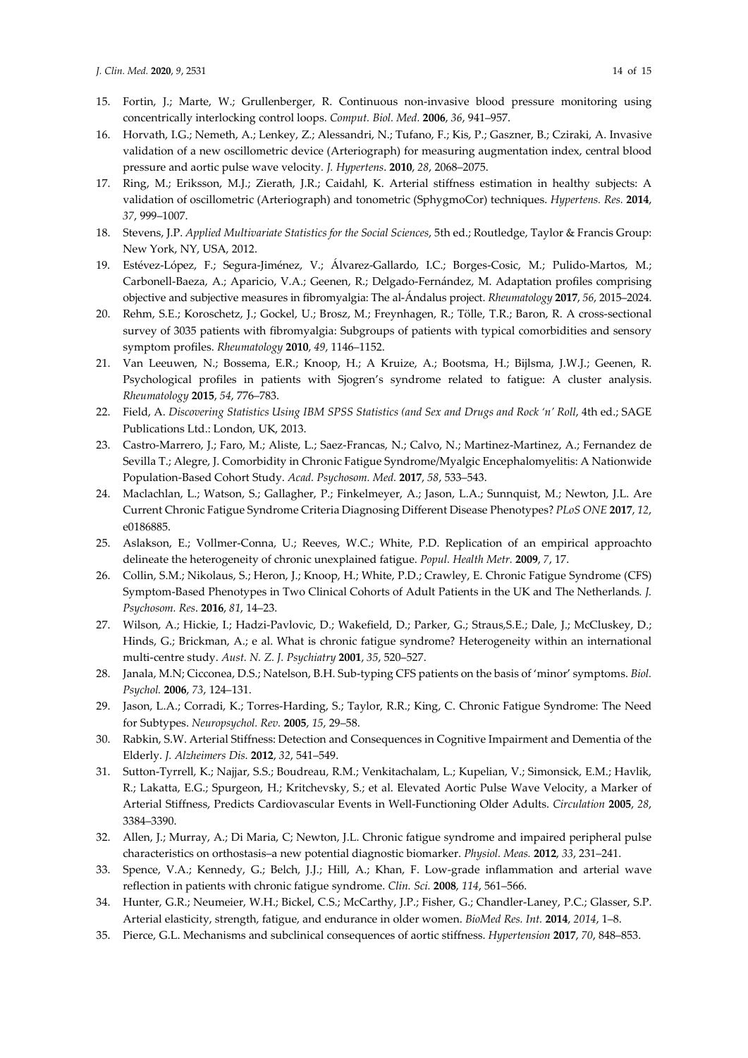15. Fortin, J.; Marte, W.; Grullenberger, R. Continuous non-invasive blood pressure monitoring using concentrically interlocking control loops. *Comput. Biol. Med.* **2006**, *36*, 941–957.
16. Horvath, I.G.; Nemeth, A.; Lenkey, Z.; Alessandri, N.; Tufano, F.; Kis, P.; Gaszner, B.; Cziraki, A. Invasive validation of a new oscillometric device (Arteriograph) for measuring augmentation index, central blood pressure and aortic pulse wave velocity. *J. Hypertens*. **2010**, *28*, 2068–2075.
17. Ring, M.; Eriksson, M.J.; Zierath, J.R.; Caidahl, K. Arterial stiffness estimation in healthy subjects: A validation of oscillometric (Arteriograph) and tonometric (SphygmoCor) techniques. *Hypertens. Res.* **2014**, *37*, 999–1007.
18. Stevens, J.P. *Applied Multivariate Statistics for the Social Sciences*, 5th ed.; Routledge, Taylor & Francis Group: New York, NY, USA, 2012.
19. Estévez-López, F.; Segura-Jiménez, V.; Álvarez-Gallardo, I.C.; Borges-Cosic, M.; Pulido-Martos, M.; Carbonell-Baeza, A.; Aparicio, V.A.; Geenen, R.; Delgado-Fernández, M. Adaptation profiles comprising objective and subjective measures in fibromyalgia: The al-Ándalus project. *Rheumatology* **2017**, *56*, 2015–2024.
20. Rehm, S.E.; Koroschetz, J.; Gockel, U.; Brosz, M.; Freynhagen, R.; Tölle, T.R.; Baron, R. A cross-sectional survey of 3035 patients with fibromyalgia: Subgroups of patients with typical comorbidities and sensory symptom profiles. *Rheumatology* **2010**, *49*, 1146–1152.
21. Van Leeuwen, N.; Bossema, E.R.; Knoop, H.; A Kruize, A.; Bootsma, H.; Bijlsma, J.W.J.; Geenen, R. Psychological profiles in patients with Sjogren's syndrome related to fatigue: A cluster analysis. *Rheumatology* **2015**, *54*, 776–783.
22. Field, A. *Discovering Statistics Using IBM SPSS Statistics (and Sex and Drugs and Rock 'n' Roll*, 4th ed.; SAGE Publications Ltd.: London, UK, 2013.
23. Castro-Marrero, J.; Faro, M.; Aliste, L.; Saez-Francas, N.; Calvo, N.; Martinez-Martinez, A.; Fernandez de Sevilla T.; Alegre, J. Comorbidity in Chronic Fatigue Syndrome/Myalgic Encephalomyelitis: A Nationwide Population-Based Cohort Study. *Acad. Psychosom. Med.* **2017**, *58*, 533–543.
24. Maclachlan, L.; Watson, S.; Gallagher, P.; Finkelmeyer, A.; Jason, L.A.; Sunnquist, M.; Newton, J.L. Are Current Chronic Fatigue Syndrome Criteria Diagnosing Different Disease Phenotypes? *PLoS ONE* **2017**, *12*, e0186885.
25. Aslakson, E.; Vollmer-Conna, U.; Reeves, W.C.; White, P.D. Replication of an empirical approachto delineate the heterogeneity of chronic unexplained fatigue. *Popul. Health Metr.* **2009**, *7*, 17.
26. Collin, S.M.; Nikolaus, S.; Heron, J.; Knoop, H.; White, P.D.; Crawley, E. Chronic Fatigue Syndrome (CFS) Symptom-Based Phenotypes in Two Clinical Cohorts of Adult Patients in the UK and The Netherlands. *J. Psychosom. Res*. **2016**, *81*, 14–23.
27. Wilson, A.; Hickie, I.; Hadzi-Pavlovic, D.; Wakefield, D.; Parker, G.; Straus,S.E.; Dale, J.; McCluskey, D.; Hinds, G.; Brickman, A.; e al. What is chronic fatigue syndrome? Heterogeneity within an international multi-centre study. *Aust. N. Z. J. Psychiatry* **2001**, *35*, 520–527.
28. Janala, M.N; Cicconea, D.S.; Natelson, B.H. Sub-typing CFS patients on the basis of 'minor' symptoms. *Biol. Psychol.* **2006**, *73*, 124–131.
29. Jason, L.A.; Corradi, K.; Torres-Harding, S.; Taylor, R.R.; King, C. Chronic Fatigue Syndrome: The Need for Subtypes. *Neuropsychol. Rev.* **2005**, *15*, 29–58.
30. Rabkin, S.W. Arterial Stiffness: Detection and Consequences in Cognitive Impairment and Dementia of the Elderly. *J. Alzheimers Dis*. **2012**, *32*, 541–549.
31. Sutton-Tyrrell, K.; Najjar, S.S.; Boudreau, R.M.; Venkitachalam, L.; Kupelian, V.; Simonsick, E.M.; Havlik, R.; Lakatta, E.G.; Spurgeon, H.; Kritchevsky, S.; et al. Elevated Aortic Pulse Wave Velocity, a Marker of Arterial Stiffness, Predicts Cardiovascular Events in Well-Functioning Older Adults. *Circulation* **2005**, *28*, 3384–3390.
32. Allen, J.; Murray, A.; Di Maria, C; Newton, J.L. Chronic fatigue syndrome and impaired peripheral pulse characteristics on orthostasis–a new potential diagnostic biomarker. *Physiol. Meas.* **2012**, *33*, 231–241.
33. Spence, V.A.; Kennedy, G.; Belch, J.J.; Hill, A.; Khan, F. Low-grade inflammation and arterial wave reflection in patients with chronic fatigue syndrome. *Clin. Sci.* **2008**, *114*, 561–566.
34. Hunter, G.R.; Neumeier, W.H.; Bickel, C.S.; McCarthy, J.P.; Fisher, G.; Chandler-Laney, P.C.; Glasser, S.P. Arterial elasticity, strength, fatigue, and endurance in older women. *BioMed Res. Int.* **2014**, *2014*, 1–8.
35. Pierce, G.L. Mechanisms and subclinical consequences of aortic stiffness. *Hypertension* **2017**, *70*, 848–853.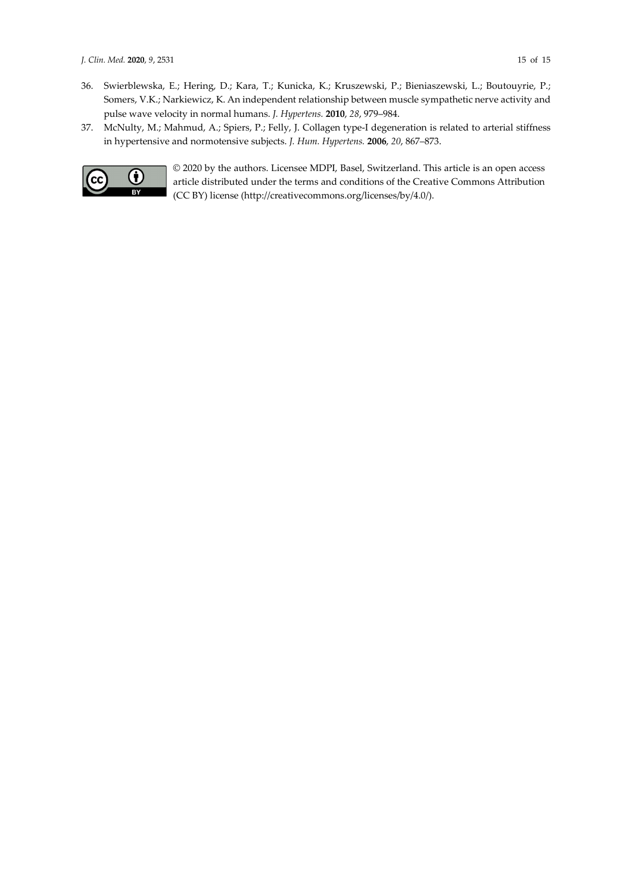36. Swierblewska, E.; Hering, D.; Kara, T.; Kunicka, K.; Kruszewski, P.; Bieniaszewski, L.; Boutouyrie, P.; Somers, V.K.; Narkiewicz, K. An independent relationship between muscle sympathetic nerve activity and pulse wave velocity in normal humans. *J. Hypertens.* **2010**, *28*, 979–984.
37. McNulty, M.; Mahmud, A.; Spiers, P.; Felly, J. Collagen type-I degeneration is related to arterial stiffness in hypertensive and normotensive subjects. *J. Hum. Hypertens.* **2006**, *20*, 867–873.

© 2020 by the authors. Licensee MDPI, Basel, Switzerland. This article is an open access article distributed under the terms and conditions of the Creative Commons Attribution (CC BY) license (http://creativecommons.org/licenses/by/4.0/).